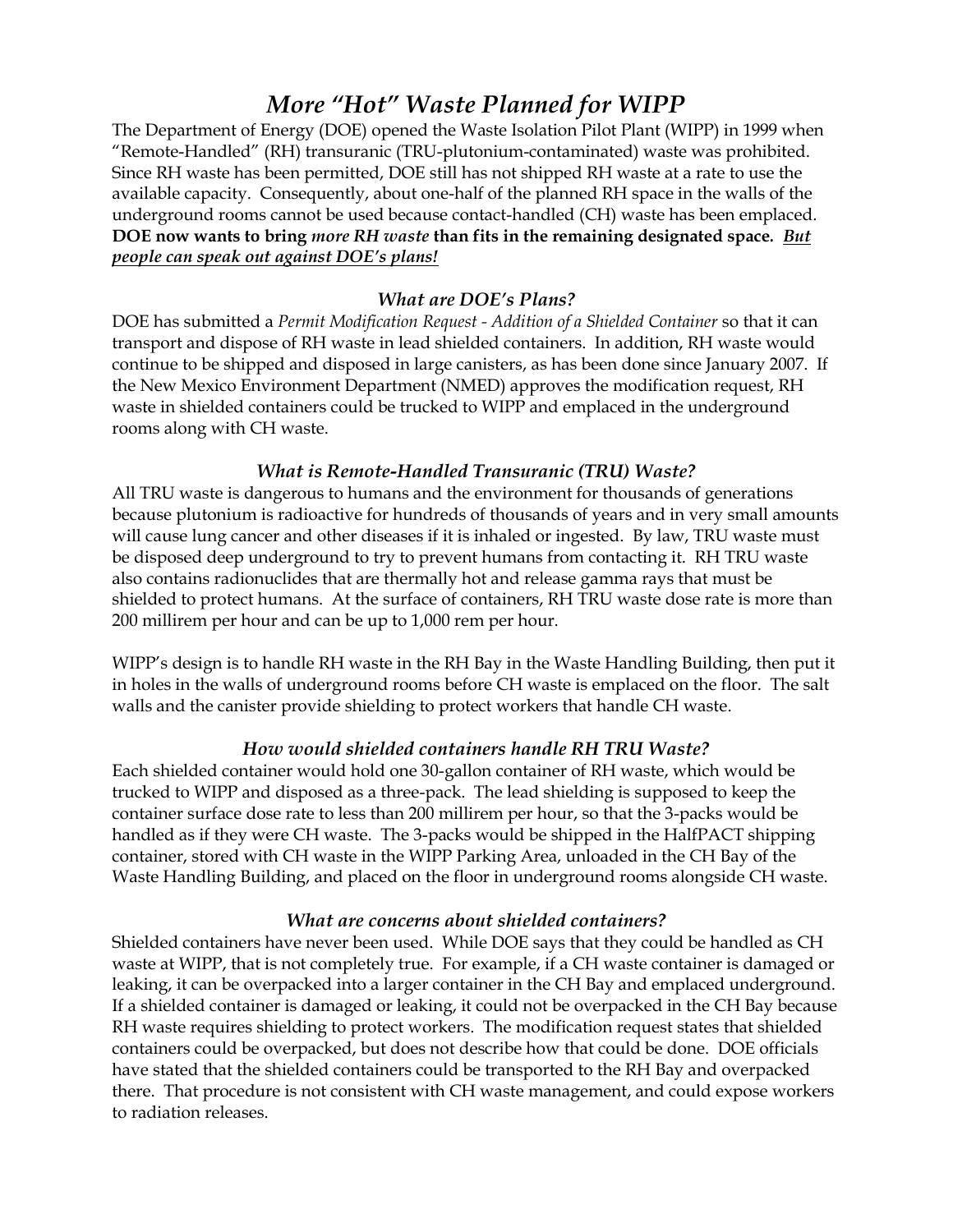# *More "Hot" Waste Planned for WIPP*

The Department of Energy (DOE) opened the Waste Isolation Pilot Plant (WIPP) in 1999 when "Remote-Handled" (RH) transuranic (TRU-plutonium-contaminated) waste was prohibited. Since RH waste has been permitted, DOE still has not shipped RH waste at a rate to use the available capacity. Consequently, about one-half of the planned RH space in the walls of the underground rooms cannot be used because contact-handled (CH) waste has been emplaced. **DOE now wants to bring *more RH waste* than fits in the remaining designated space.** ***<u>But people can speak out against DOE's plans!</u>***

### *What are DOE's Plans?*

DOE has submitted a *Permit Modification Request - Addition of a Shielded Container* so that it can transport and dispose of RH waste in lead shielded containers. In addition, RH waste would continue to be shipped and disposed in large canisters, as has been done since January 2007. If the New Mexico Environment Department (NMED) approves the modification request, RH waste in shielded containers could be trucked to WIPP and emplaced in the underground rooms along with CH waste.

### *What is Remote-Handled Transuranic (TRU) Waste?*

All TRU waste is dangerous to humans and the environment for thousands of generations because plutonium is radioactive for hundreds of thousands of years and in very small amounts will cause lung cancer and other diseases if it is inhaled or ingested. By law, TRU waste must be disposed deep underground to try to prevent humans from contacting it. RH TRU waste also contains radionuclides that are thermally hot and release gamma rays that must be shielded to protect humans. At the surface of containers, RH TRU waste dose rate is more than 200 millirem per hour and can be up to 1,000 rem per hour.

WIPP's design is to handle RH waste in the RH Bay in the Waste Handling Building, then put it in holes in the walls of underground rooms before CH waste is emplaced on the floor. The salt walls and the canister provide shielding to protect workers that handle CH waste.

### *How would shielded containers handle RH TRU Waste?*

Each shielded container would hold one 30-gallon container of RH waste, which would be trucked to WIPP and disposed as a three-pack. The lead shielding is supposed to keep the container surface dose rate to less than 200 millirem per hour, so that the 3-packs would be handled as if they were CH waste. The 3-packs would be shipped in the HalfPACT shipping container, stored with CH waste in the WIPP Parking Area, unloaded in the CH Bay of the Waste Handling Building, and placed on the floor in underground rooms alongside CH waste.

### *What are concerns about shielded containers?*

Shielded containers have never been used. While DOE says that they could be handled as CH waste at WIPP, that is not completely true. For example, if a CH waste container is damaged or leaking, it can be overpacked into a larger container in the CH Bay and emplaced underground. If a shielded container is damaged or leaking, it could not be overpacked in the CH Bay because RH waste requires shielding to protect workers. The modification request states that shielded containers could be overpacked, but does not describe how that could be done. DOE officials have stated that the shielded containers could be transported to the RH Bay and overpacked there. That procedure is not consistent with CH waste management, and could expose workers to radiation releases.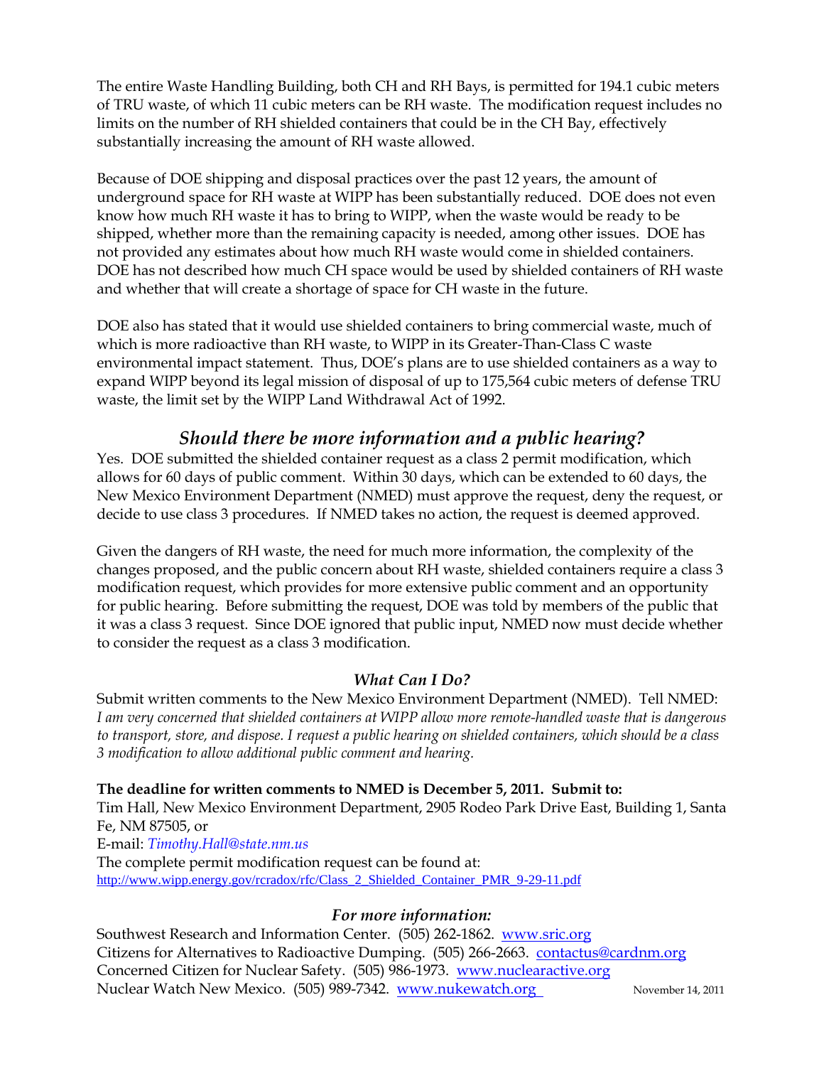The entire Waste Handling Building, both CH and RH Bays, is permitted for 194.1 cubic meters of TRU waste, of which 11 cubic meters can be RH waste. The modification request includes no limits on the number of RH shielded containers that could be in the CH Bay, effectively substantially increasing the amount of RH waste allowed.

Because of DOE shipping and disposal practices over the past 12 years, the amount of underground space for RH waste at WIPP has been substantially reduced. DOE does not even know how much RH waste it has to bring to WIPP, when the waste would be ready to be shipped, whether more than the remaining capacity is needed, among other issues. DOE has not provided any estimates about how much RH waste would come in shielded containers. DOE has not described how much CH space would be used by shielded containers of RH waste and whether that will create a shortage of space for CH waste in the future.

DOE also has stated that it would use shielded containers to bring commercial waste, much of which is more radioactive than RH waste, to WIPP in its Greater-Than-Class C waste environmental impact statement. Thus, DOE's plans are to use shielded containers as a way to expand WIPP beyond its legal mission of disposal of up to 175,564 cubic meters of defense TRU waste, the limit set by the WIPP Land Withdrawal Act of 1992.

## *Should there be more information and a public hearing?*

Yes. DOE submitted the shielded container request as a class 2 permit modification, which allows for 60 days of public comment. Within 30 days, which can be extended to 60 days, the New Mexico Environment Department (NMED) must approve the request, deny the request, or decide to use class 3 procedures. If NMED takes no action, the request is deemed approved.

Given the dangers of RH waste, the need for much more information, the complexity of the changes proposed, and the public concern about RH waste, shielded containers require a class 3 modification request, which provides for more extensive public comment and an opportunity for public hearing. Before submitting the request, DOE was told by members of the public that it was a class 3 request. Since DOE ignored that public input, NMED now must decide whether to consider the request as a class 3 modification.

### *What Can I Do?*

Submit written comments to the New Mexico Environment Department (NMED). Tell NMED:
*I am very concerned that shielded containers at WIPP allow more remote-handled waste that is dangerous to transport, store, and dispose. I request a public hearing on shielded containers, which should be a class 3 modification to allow additional public comment and hearing.*

**The deadline for written comments to NMED is December 5, 2011. Submit to:**
Tim Hall, New Mexico Environment Department, 2905 Rodeo Park Drive East, Building 1, Santa Fe, NM 87505, or
E-mail: *Timothy.Hall@state.nm.us*
The complete permit modification request can be found at:
http://www.wipp.energy.gov/rcradox/rfc/Class_2_Shielded_Container_PMR_9-29-11.pdf

### *For more information:*

Southwest Research and Information Center. (505) 262-1862. www.sric.org
Citizens for Alternatives to Radioactive Dumping. (505) 266-2663. contactus@cardnm.org
Concerned Citizen for Nuclear Safety. (505) 986-1973. www.nuclearactive.org
Nuclear Watch New Mexico. (505) 989-7342. www.nukewatch.org

November 14, 2011